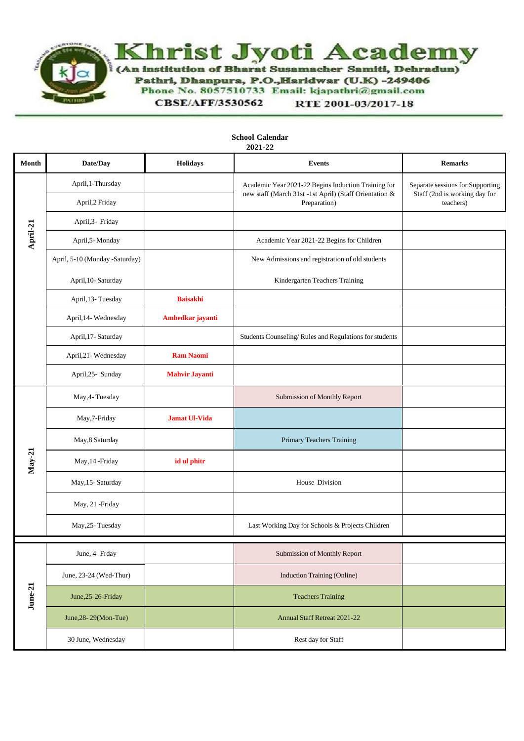# Khrist Jyoti Academy

(An institution of Bharat Susamacher Samiti, Dehradun)
Pathri, Dhanpura, P.O.,Haridwar (U.K) -249406
Phone No. 8057510733 Email: kjapathri@gmail.com
CBSE/AFF/3530562 RTE 2001-03/2017-18

**School Calendar**
**2021-22**

| Month | Date/Day | Holidays | Events | Remarks |
|---|---|---|---|---|
| April-21 | April,1-Thursday | | Academic Year 2021-22 Begins Induction Training for new staff (March 31st -1st April) (Staff Orientation & Preparation) | Separate sessions for Supporting Staff (2nd is working day for teachers) |
| | April,2 Friday | | | |
| | April,3- Friday | | | |
| | April,5- Monday | | Academic Year 2021-22 Begins for Children | |
| | April, 5-10 (Monday -Saturday) | | New Admissions and registration of old students | |
| | April,10- Saturday | | Kindergarten Teachers Training | |
| | April,13- Tuesday | **Baisakhi** | | |
| | April,14- Wednesday | **Ambedkar jayanti** | | |
| | April,17- Saturday | | Students Counseling/ Rules and Regulations for students | |
| | April,21- Wednesday | **Ram Naomi** | | |
| | April,25- Sunday | **Mahvir Jayanti** | | |
| May-21 | May,4- Tuesday | | Submission of Monthly Report | |
| | May,7-Friday | **Jamat Ul-Vida** | | |
| | May,8 Saturday | | Primary Teachers Training | |
| | May,14 -Friday | **id ul phitr** | | |
| | May,15- Saturday | | House Division | |
| | May, 21 -Friday | | | |
| | May,25- Tuesday | | Last Working Day for Schools & Projects Children | |
| June-21 | June, 4- Frday | | Submission of Monthly Report | |
| | June, 23-24 (Wed-Thur) | | Induction Training (Online) | |
| | June,25-26-Friday | | Teachers Training | |
| | June,28- 29(Mon-Tue) | | Annual Staff Retreat 2021-22 | |
| | 30 June, Wednesday | | Rest day for Staff | |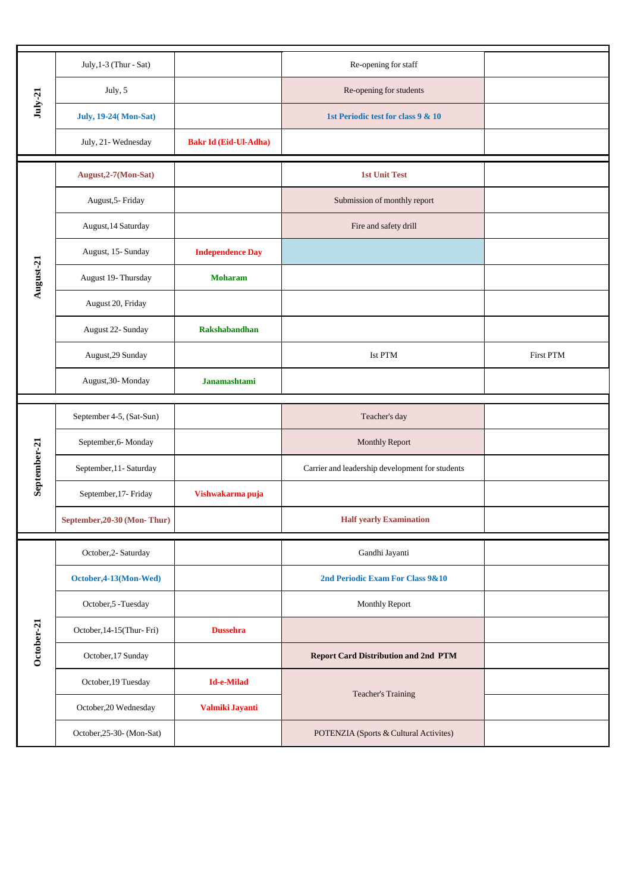| | | | | |
|---|---|---|---|---|
| July-21 | July,1-3 (Thur - Sat) | | Re-opening for staff | |
| | July, 5 | | Re-opening for students | |
| | **July, 19-24( Mon-Sat)** | | **1st Periodic test for class 9 & 10** | |
| | July, 21- Wednesday | **Bakr Id (Eid-Ul-Adha)** | | |
| August-21 | **August,2-7(Mon-Sat)** | | **1st Unit Test** | |
| | August,5- Friday | | Submission of monthly report | |
| | August,14 Saturday | | Fire and safety drill | |
| | August, 15- Sunday | **Independence Day** | | |
| | August 19- Thursday | **Moharam** | | |
| | August 20, Friday | | | |
| | August 22- Sunday | **Rakshabandhan** | | |
| | August,29 Sunday | | Ist PTM | First PTM |
| | August,30- Monday | **Janamashtami** | | |
| September-21 | September 4-5, (Sat-Sun) | | Teacher's day | |
| | September,6- Monday | | Monthly Report | |
| | September,11- Saturday | | Carrier and leadership development for students | |
| | September,17- Friday | **Vishwakarma puja** | | |
| | **September,20-30 (Mon- Thur)** | | **Half yearly Examination** | |
| October-21 | October,2- Saturday | | Gandhi Jayanti | |
| | **October,4-13(Mon-Wed)** | | **2nd Periodic Exam For Class 9&10** | |
| | October,5 -Tuesday | | Monthly Report | |
| | October,14-15(Thur- Fri) | **Dussehra** | | |
| | October,17 Sunday | | **Report Card Distribution and 2nd PTM** | |
| | October,19 Tuesday | **Id-e-Milad** | Teacher's Training | |
| | October,20 Wednesday | **Valmiki Jayanti** | | |
| | October,25-30- (Mon-Sat) | | POTENZIA (Sports & Cultural Activites) | |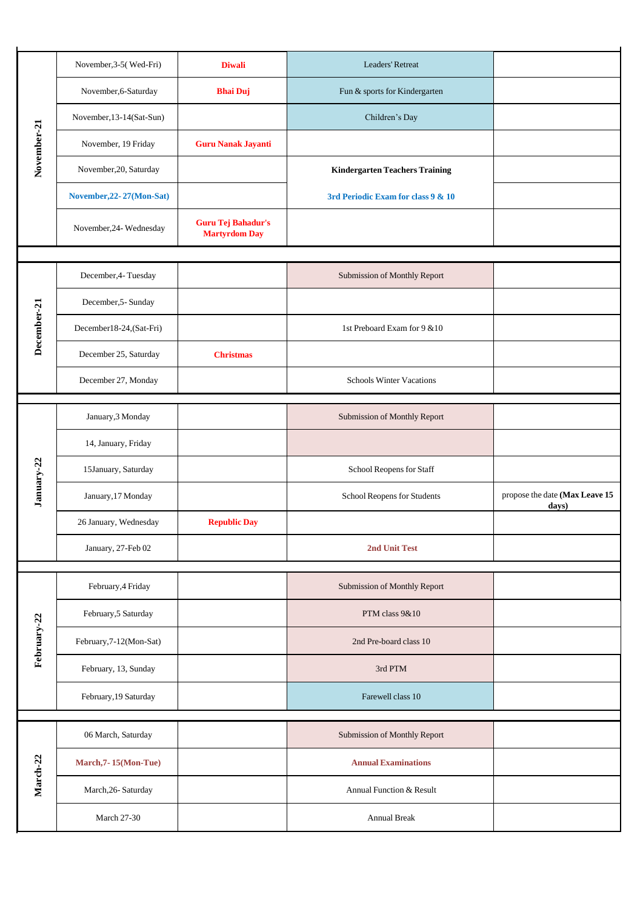| | | | | |
|---|---|---|---|---|
| November-21 | November,3-5( Wed-Fri) | **Diwali** | Leaders' Retreat | |
| | November,6-Saturday | **Bhai Duj** | Fun & sports for Kindergarten | |
| | November,13-14(Sat-Sun) | | Children's Day | |
| | November, 19 Friday | **Guru Nanak Jayanti** | | |
| | November,20, Saturday | | **Kindergarten Teachers Training** | |
| | **November,22- 27(Mon-Sat)** | | **3rd Periodic Exam for class 9 & 10** | |
| | November,24- Wednesday | **Guru Tej Bahadur's Martyrdom Day** | | |
| | | | | |
| December-21 | December,4- Tuesday | | Submission of Monthly Report | |
| | December,5- Sunday | | | |
| | December18-24,(Sat-Fri) | | 1st Preboard Exam for 9 &10 | |
| | December 25, Saturday | **Christmas** | | |
| | December 27, Monday | | Schools Winter Vacations | |
| | | | | |
| January-22 | January,3 Monday | | Submission of Monthly Report | |
| | 14, January, Friday | | | |
| | 15January, Saturday | | School Reopens for Staff | |
| | January,17 Monday | | School Reopens for Students | propose the date **(Max Leave 15 days)** |
| | 26 January, Wednesday | **Republic Day** | | |
| | January, 27-Feb 02 | | **2nd Unit Test** | |
| | | | | |
| February-22 | February,4 Friday | | Submission of Monthly Report | |
| | February,5 Saturday | | PTM class 9&10 | |
| | February,7-12(Mon-Sat) | | 2nd Pre-board class 10 | |
| | February, 13, Sunday | | 3rd PTM | |
| | February,19 Saturday | | Farewell class 10 | |
| | | | | |
| March-22 | 06 March, Saturday | | Submission of Monthly Report | |
| | **March,7- 15(Mon-Tue)** | | **Annual Examinations** | |
| | March,26- Saturday | | Annual Function & Result | |
| | March 27-30 | | Annual Break | |